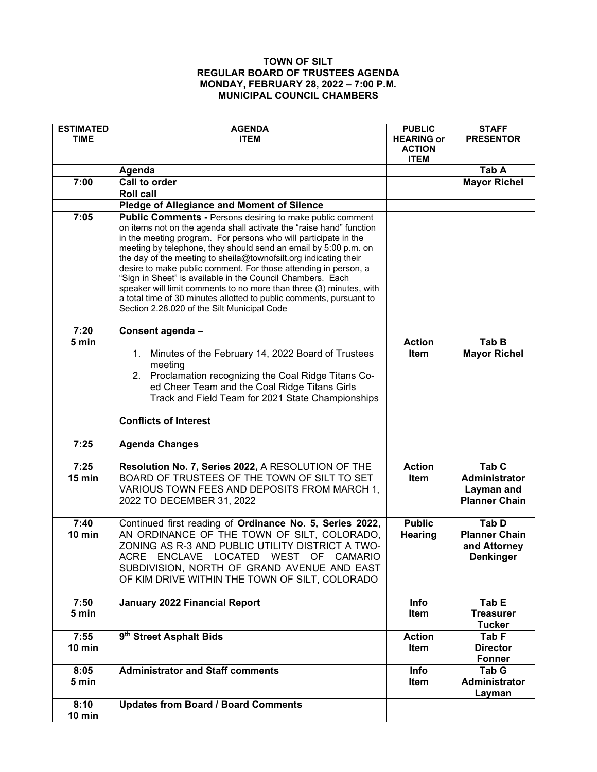# TOWN OF SILT
## REGULAR BOARD OF TRUSTEES AGENDA
## MONDAY, FEBRUARY 28, 2022 – 7:00 P.M.
## MUNICIPAL COUNCIL CHAMBERS

| ESTIMATED TIME | AGENDA ITEM | PUBLIC HEARING or ACTION ITEM | STAFF PRESENTOR |
|---|---|---|---|
| | **Agenda** | | **Tab A** |
| **7:00** | **Call to order** | | **Mayor Richel** |
| | **Roll call** | | |
| | **Pledge of Allegiance and Moment of Silence** | | |
| **7:05** | **Public Comments -** Persons desiring to make public comment on items not on the agenda shall activate the "raise hand" function in the meeting program. For persons who will participate in the meeting by telephone, they should send an email by 5:00 p.m. on the day of the meeting to sheila@townofsilt.org indicating their desire to make public comment. For those attending in person, a "Sign in Sheet" is available in the Council Chambers. Each speaker will limit comments to no more than three (3) minutes, with a total time of 30 minutes allotted to public comments, pursuant to Section 2.28.020 of the Silt Municipal Code | | |
| **7:20 5 min** | **Consent agenda –** 1. Minutes of the February 14, 2022 Board of Trustees meeting 2. Proclamation recognizing the Coal Ridge Titans Co-ed Cheer Team and the Coal Ridge Titans Girls Track and Field Team for 2021 State Championships | **Action Item** | **Tab B Mayor Richel** |
| | **Conflicts of Interest** | | |
| **7:25** | **Agenda Changes** | | |
| **7:25 15 min** | **Resolution No. 7, Series 2022,** A RESOLUTION OF THE BOARD OF TRUSTEES OF THE TOWN OF SILT TO SET VARIOUS TOWN FEES AND DEPOSITS FROM MARCH 1, 2022 TO DECEMBER 31, 2022 | **Action Item** | **Tab C Administrator Layman and Planner Chain** |
| **7:40 10 min** | Continued first reading of **Ordinance No. 5, Series 2022**, AN ORDINANCE OF THE TOWN OF SILT, COLORADO, ZONING AS R-3 AND PUBLIC UTILITY DISTRICT A TWO-ACRE ENCLAVE LOCATED WEST OF CAMARIO SUBDIVISION, NORTH OF GRAND AVENUE AND EAST OF KIM DRIVE WITHIN THE TOWN OF SILT, COLORADO | **Public Hearing** | **Tab D Planner Chain and Attorney Denkinger** |
| **7:50 5 min** | **January 2022 Financial Report** | **Info Item** | **Tab E Treasurer Tucker** |
| **7:55 10 min** | **9th Street Asphalt Bids** | **Action Item** | **Tab F Director Fonner** |
| **8:05 5 min** | **Administrator and Staff comments** | **Info Item** | **Tab G Administrator Layman** |
| **8:10 10 min** | **Updates from Board / Board Comments** | | |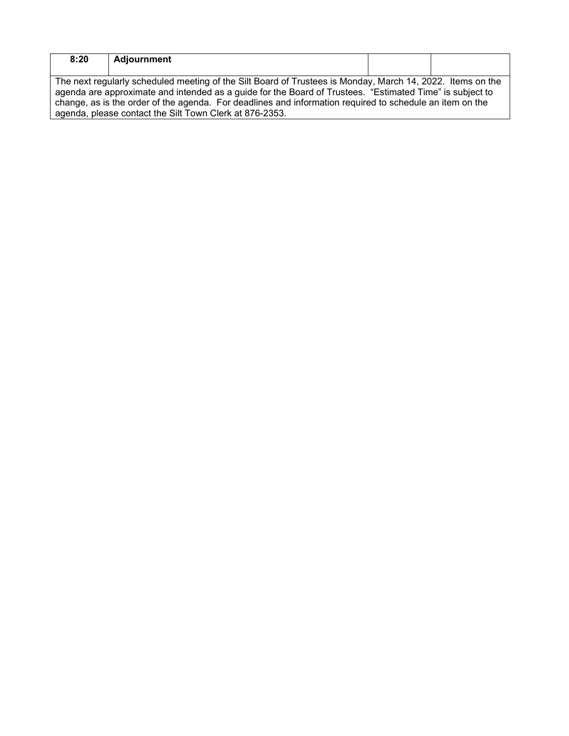| | | | |
|---|---|---|---|
| **8:20** | **Adjournment** | | |

The next regularly scheduled meeting of the Silt Board of Trustees is Monday, March 14, 2022. Items on the agenda are approximate and intended as a guide for the Board of Trustees. "Estimated Time" is subject to change, as is the order of the agenda. For deadlines and information required to schedule an item on the agenda, please contact the Silt Town Clerk at 876-2353.